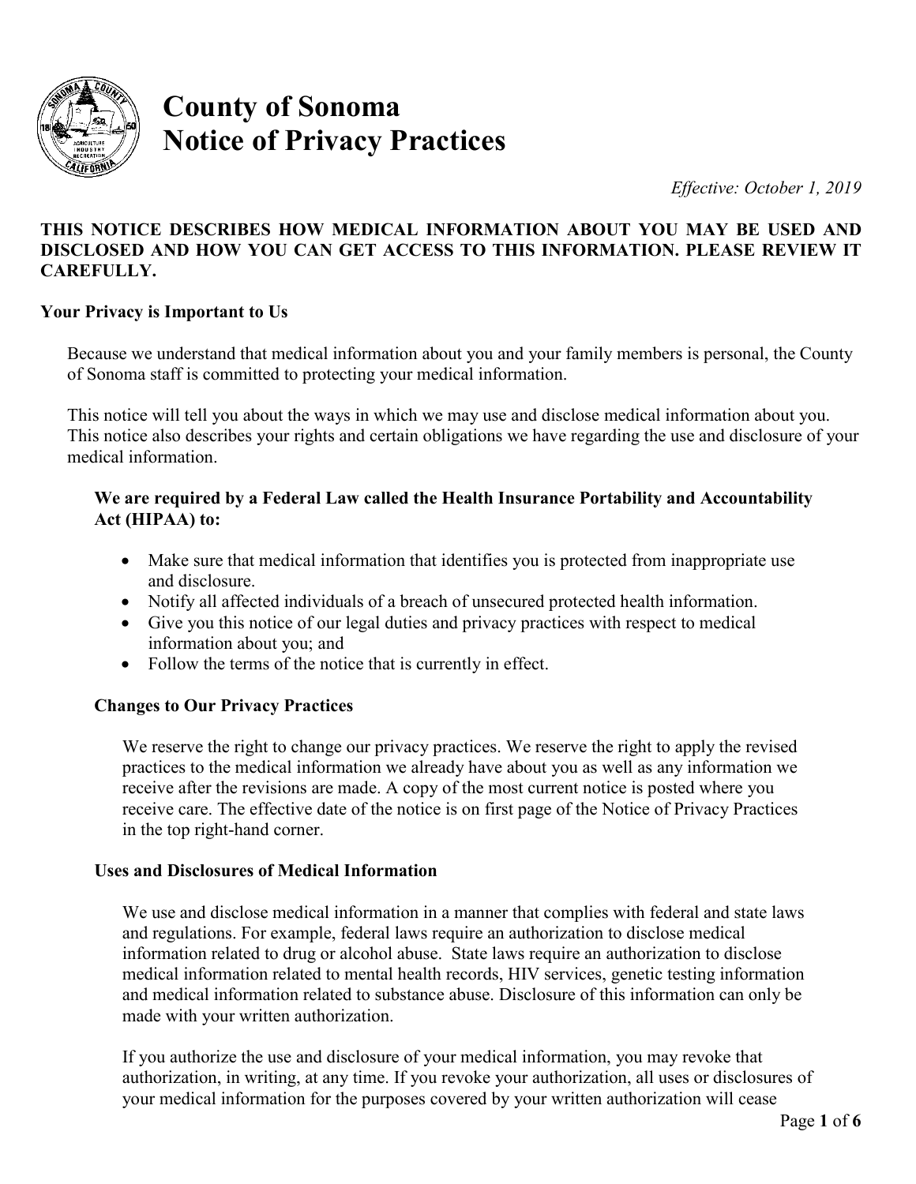# County of Sonoma
# Notice of Privacy Practices

*Effective: October 1, 2019*

**THIS NOTICE DESCRIBES HOW MEDICAL INFORMATION ABOUT YOU MAY BE USED AND DISCLOSED AND HOW YOU CAN GET ACCESS TO THIS INFORMATION. PLEASE REVIEW IT CAREFULLY.**

## Your Privacy is Important to Us

Because we understand that medical information about you and your family members is personal, the County of Sonoma staff is committed to protecting your medical information.

This notice will tell you about the ways in which we may use and disclose medical information about you. This notice also describes your rights and certain obligations we have regarding the use and disclosure of your medical information.

**We are required by a Federal Law called the Health Insurance Portability and Accountability Act (HIPAA) to:**

- Make sure that medical information that identifies you is protected from inappropriate use and disclosure.
- Notify all affected individuals of a breach of unsecured protected health information.
- Give you this notice of our legal duties and privacy practices with respect to medical information about you; and
- Follow the terms of the notice that is currently in effect.

### Changes to Our Privacy Practices

We reserve the right to change our privacy practices. We reserve the right to apply the revised practices to the medical information we already have about you as well as any information we receive after the revisions are made. A copy of the most current notice is posted where you receive care. The effective date of the notice is on first page of the Notice of Privacy Practices in the top right-hand corner.

### Uses and Disclosures of Medical Information

We use and disclose medical information in a manner that complies with federal and state laws and regulations. For example, federal laws require an authorization to disclose medical information related to drug or alcohol abuse. State laws require an authorization to disclose medical information related to mental health records, HIV services, genetic testing information and medical information related to substance abuse. Disclosure of this information can only be made with your written authorization.

If you authorize the use and disclosure of your medical information, you may revoke that authorization, in writing, at any time. If you revoke your authorization, all uses or disclosures of your medical information for the purposes covered by your written authorization will cease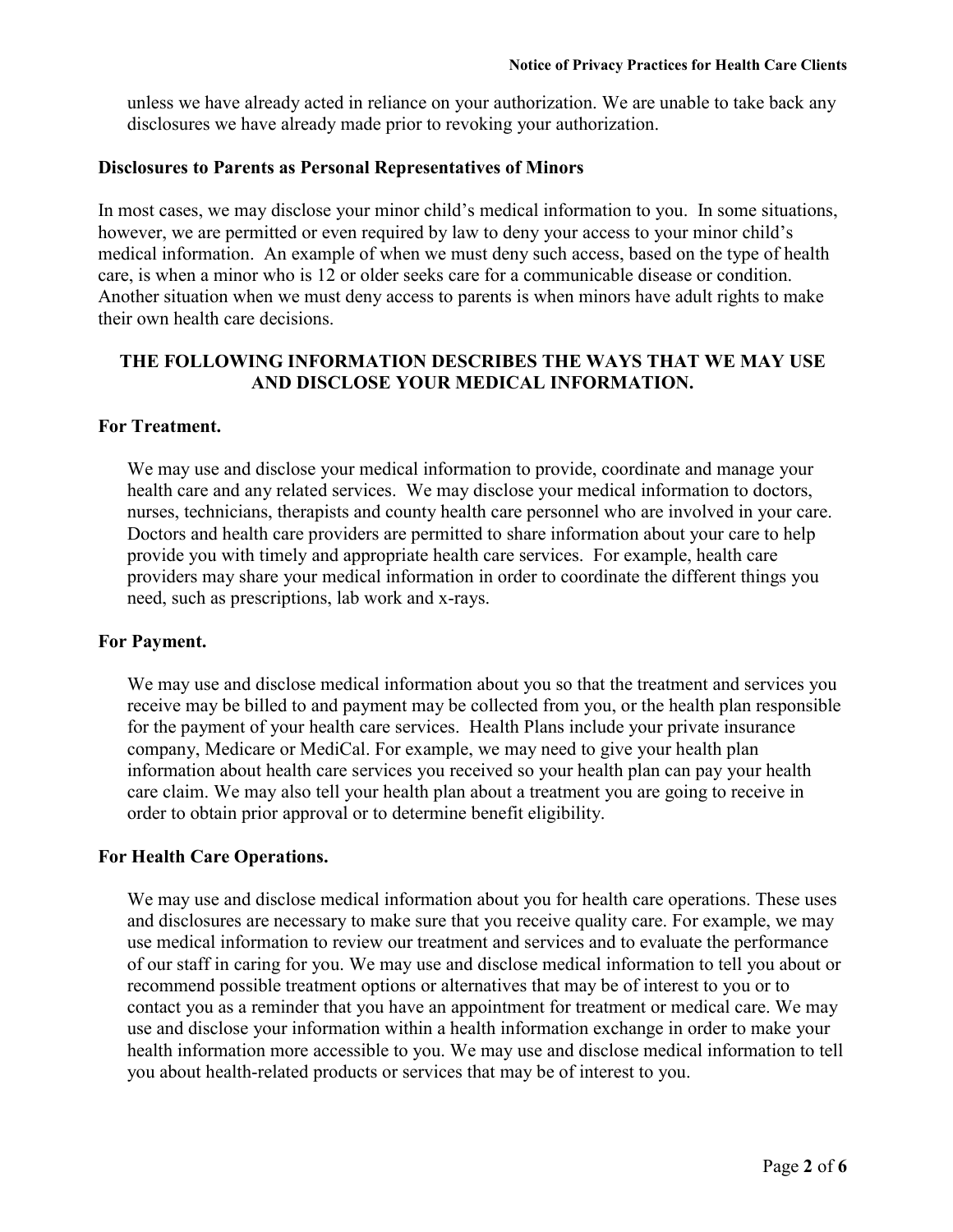unless we have already acted in reliance on your authorization. We are unable to take back any disclosures we have already made prior to revoking your authorization.

**Disclosures to Parents as Personal Representatives of Minors**

In most cases, we may disclose your minor child's medical information to you. In some situations, however, we are permitted or even required by law to deny your access to your minor child's medical information. An example of when we must deny such access, based on the type of health care, is when a minor who is 12 or older seeks care for a communicable disease or condition. Another situation when we must deny access to parents is when minors have adult rights to make their own health care decisions.

## THE FOLLOWING INFORMATION DESCRIBES THE WAYS THAT WE MAY USE AND DISCLOSE YOUR MEDICAL INFORMATION.

**For Treatment.**

We may use and disclose your medical information to provide, coordinate and manage your health care and any related services. We may disclose your medical information to doctors, nurses, technicians, therapists and county health care personnel who are involved in your care. Doctors and health care providers are permitted to share information about your care to help provide you with timely and appropriate health care services. For example, health care providers may share your medical information in order to coordinate the different things you need, such as prescriptions, lab work and x-rays.

**For Payment.**

We may use and disclose medical information about you so that the treatment and services you receive may be billed to and payment may be collected from you, or the health plan responsible for the payment of your health care services. Health Plans include your private insurance company, Medicare or MediCal. For example, we may need to give your health plan information about health care services you received so your health plan can pay your health care claim. We may also tell your health plan about a treatment you are going to receive in order to obtain prior approval or to determine benefit eligibility.

**For Health Care Operations.**

We may use and disclose medical information about you for health care operations. These uses and disclosures are necessary to make sure that you receive quality care. For example, we may use medical information to review our treatment and services and to evaluate the performance of our staff in caring for you. We may use and disclose medical information to tell you about or recommend possible treatment options or alternatives that may be of interest to you or to contact you as a reminder that you have an appointment for treatment or medical care. We may use and disclose your information within a health information exchange in order to make your health information more accessible to you. We may use and disclose medical information to tell you about health-related products or services that may be of interest to you.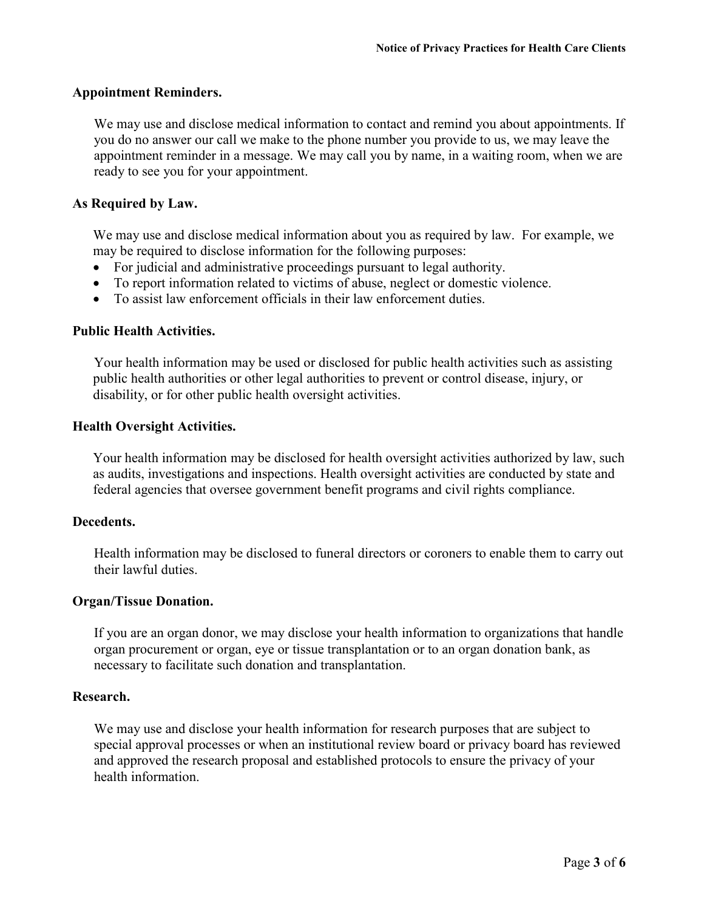**Appointment Reminders.**

We may use and disclose medical information to contact and remind you about appointments. If you do no answer our call we make to the phone number you provide to us, we may leave the appointment reminder in a message. We may call you by name, in a waiting room, when we are ready to see you for your appointment.

**As Required by Law.**

We may use and disclose medical information about you as required by law. For example, we may be required to disclose information for the following purposes:

- For judicial and administrative proceedings pursuant to legal authority.
- To report information related to victims of abuse, neglect or domestic violence.
- To assist law enforcement officials in their law enforcement duties.

**Public Health Activities.**

Your health information may be used or disclosed for public health activities such as assisting public health authorities or other legal authorities to prevent or control disease, injury, or disability, or for other public health oversight activities.

**Health Oversight Activities.**

Your health information may be disclosed for health oversight activities authorized by law, such as audits, investigations and inspections. Health oversight activities are conducted by state and federal agencies that oversee government benefit programs and civil rights compliance.

**Decedents.**

Health information may be disclosed to funeral directors or coroners to enable them to carry out their lawful duties.

**Organ/Tissue Donation.**

If you are an organ donor, we may disclose your health information to organizations that handle organ procurement or organ, eye or tissue transplantation or to an organ donation bank, as necessary to facilitate such donation and transplantation.

**Research.**

We may use and disclose your health information for research purposes that are subject to special approval processes or when an institutional review board or privacy board has reviewed and approved the research proposal and established protocols to ensure the privacy of your health information.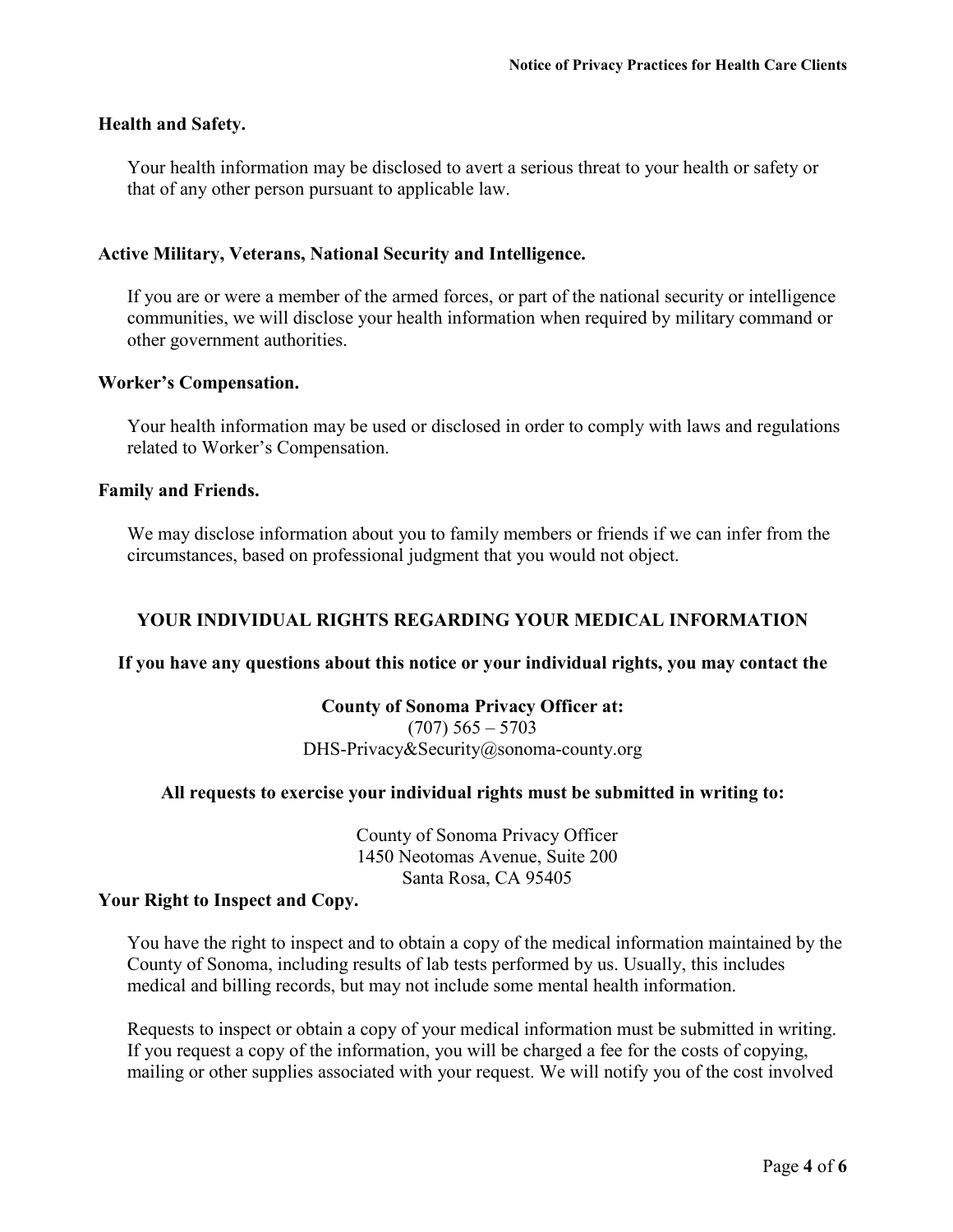**Health and Safety.**

Your health information may be disclosed to avert a serious threat to your health or safety or that of any other person pursuant to applicable law.

**Active Military, Veterans, National Security and Intelligence.**

If you are or were a member of the armed forces, or part of the national security or intelligence communities, we will disclose your health information when required by military command or other government authorities.

**Worker's Compensation.**

Your health information may be used or disclosed in order to comply with laws and regulations related to Worker's Compensation.

**Family and Friends.**

We may disclose information about you to family members or friends if we can infer from the circumstances, based on professional judgment that you would not object.

## YOUR INDIVIDUAL RIGHTS REGARDING YOUR MEDICAL INFORMATION

**If you have any questions about this notice or your individual rights, you may contact the**

**County of Sonoma Privacy Officer at:**
(707) 565 – 5703
DHS-Privacy&Security@sonoma-county.org

**All requests to exercise your individual rights must be submitted in writing to:**

County of Sonoma Privacy Officer
1450 Neotomas Avenue, Suite 200
Santa Rosa, CA 95405

**Your Right to Inspect and Copy.**

You have the right to inspect and to obtain a copy of the medical information maintained by the County of Sonoma, including results of lab tests performed by us. Usually, this includes medical and billing records, but may not include some mental health information.

Requests to inspect or obtain a copy of your medical information must be submitted in writing. If you request a copy of the information, you will be charged a fee for the costs of copying, mailing or other supplies associated with your request. We will notify you of the cost involved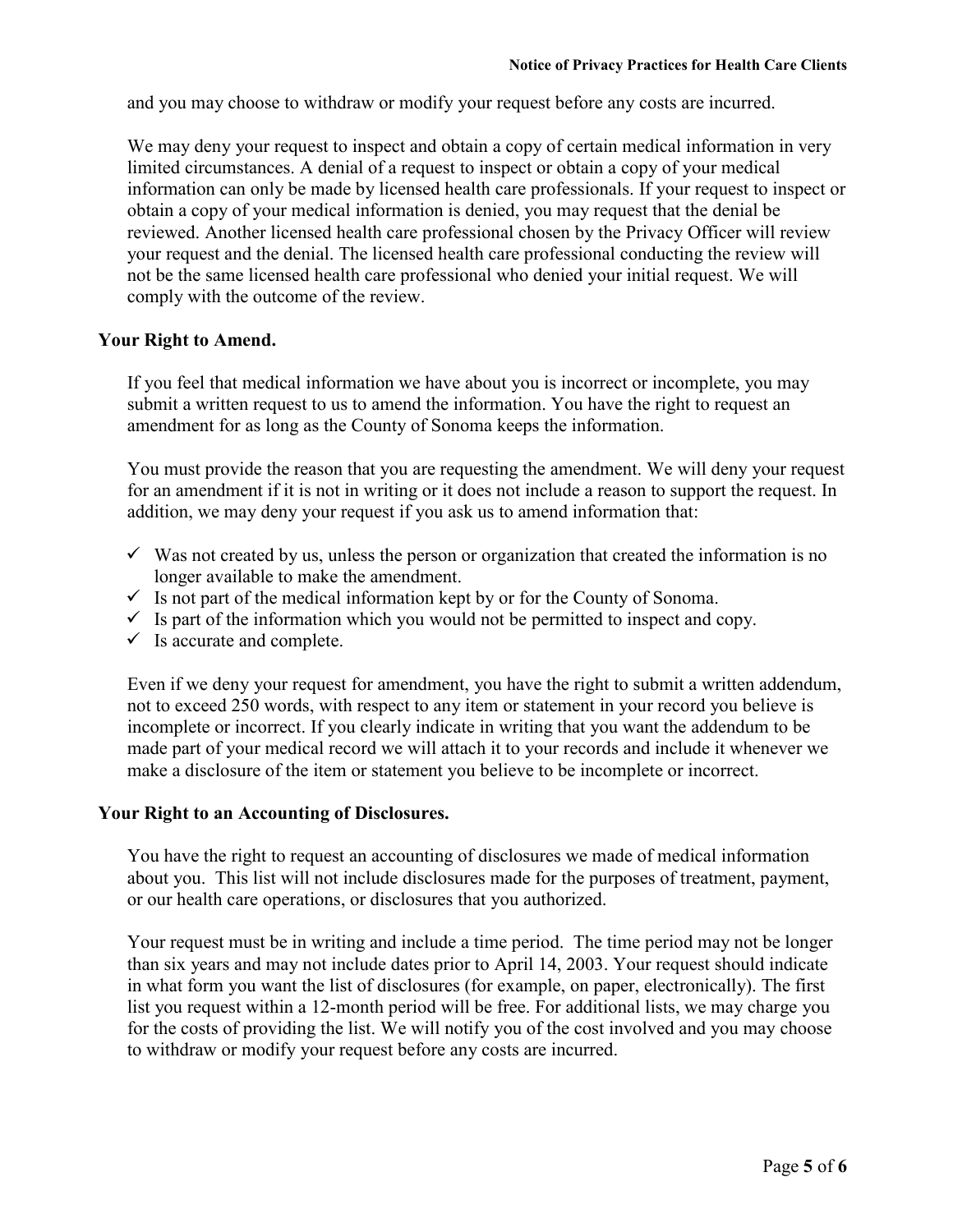and you may choose to withdraw or modify your request before any costs are incurred.

We may deny your request to inspect and obtain a copy of certain medical information in very limited circumstances. A denial of a request to inspect or obtain a copy of your medical information can only be made by licensed health care professionals. If your request to inspect or obtain a copy of your medical information is denied, you may request that the denial be reviewed. Another licensed health care professional chosen by the Privacy Officer will review your request and the denial. The licensed health care professional conducting the review will not be the same licensed health care professional who denied your initial request. We will comply with the outcome of the review.

**Your Right to Amend.**

If you feel that medical information we have about you is incorrect or incomplete, you may submit a written request to us to amend the information. You have the right to request an amendment for as long as the County of Sonoma keeps the information.

You must provide the reason that you are requesting the amendment. We will deny your request for an amendment if it is not in writing or it does not include a reason to support the request. In addition, we may deny your request if you ask us to amend information that:

- ✓ Was not created by us, unless the person or organization that created the information is no longer available to make the amendment.
- ✓ Is not part of the medical information kept by or for the County of Sonoma.
- ✓ Is part of the information which you would not be permitted to inspect and copy.
- ✓ Is accurate and complete.

Even if we deny your request for amendment, you have the right to submit a written addendum, not to exceed 250 words, with respect to any item or statement in your record you believe is incomplete or incorrect. If you clearly indicate in writing that you want the addendum to be made part of your medical record we will attach it to your records and include it whenever we make a disclosure of the item or statement you believe to be incomplete or incorrect.

**Your Right to an Accounting of Disclosures.**

You have the right to request an accounting of disclosures we made of medical information about you. This list will not include disclosures made for the purposes of treatment, payment, or our health care operations, or disclosures that you authorized.

Your request must be in writing and include a time period. The time period may not be longer than six years and may not include dates prior to April 14, 2003. Your request should indicate in what form you want the list of disclosures (for example, on paper, electronically). The first list you request within a 12-month period will be free. For additional lists, we may charge you for the costs of providing the list. We will notify you of the cost involved and you may choose to withdraw or modify your request before any costs are incurred.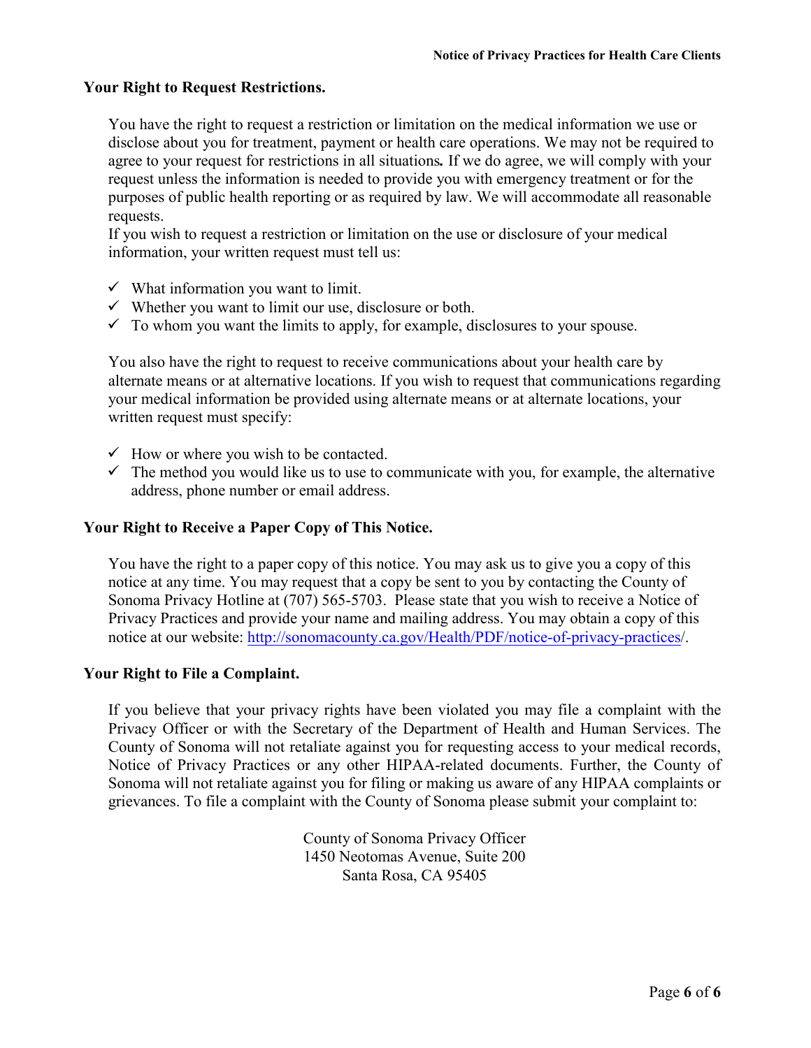### Your Right to Request Restrictions.

You have the right to request a restriction or limitation on the medical information we use or disclose about you for treatment, payment or health care operations. We may not be required to agree to your request for restrictions in all situations**.** If we do agree, we will comply with your request unless the information is needed to provide you with emergency treatment or for the purposes of public health reporting or as required by law. We will accommodate all reasonable requests.

If you wish to request a restriction or limitation on the use or disclosure of your medical information, your written request must tell us:

- ✓ What information you want to limit.
- ✓ Whether you want to limit our use, disclosure or both.
- ✓ To whom you want the limits to apply, for example, disclosures to your spouse.

You also have the right to request to receive communications about your health care by alternate means or at alternative locations. If you wish to request that communications regarding your medical information be provided using alternate means or at alternate locations, your written request must specify:

- ✓ How or where you wish to be contacted.
- ✓ The method you would like us to use to communicate with you, for example, the alternative address, phone number or email address.

### Your Right to Receive a Paper Copy of This Notice.

You have the right to a paper copy of this notice. You may ask us to give you a copy of this notice at any time. You may request that a copy be sent to you by contacting the County of Sonoma Privacy Hotline at (707) 565-5703. Please state that you wish to receive a Notice of Privacy Practices and provide your name and mailing address. You may obtain a copy of this notice at our website: [http://sonomacounty.ca.gov/Health/PDF/notice-of-privacy-practices/](http://sonomacounty.ca.gov/Health/PDF/notice-of-privacy-practices/).

### Your Right to File a Complaint.

If you believe that your privacy rights have been violated you may file a complaint with the Privacy Officer or with the Secretary of the Department of Health and Human Services. The County of Sonoma will not retaliate against you for requesting access to your medical records, Notice of Privacy Practices or any other HIPAA-related documents. Further, the County of Sonoma will not retaliate against you for filing or making us aware of any HIPAA complaints or grievances. To file a complaint with the County of Sonoma please submit your complaint to:

County of Sonoma Privacy Officer
1450 Neotomas Avenue, Suite 200
Santa Rosa, CA 95405